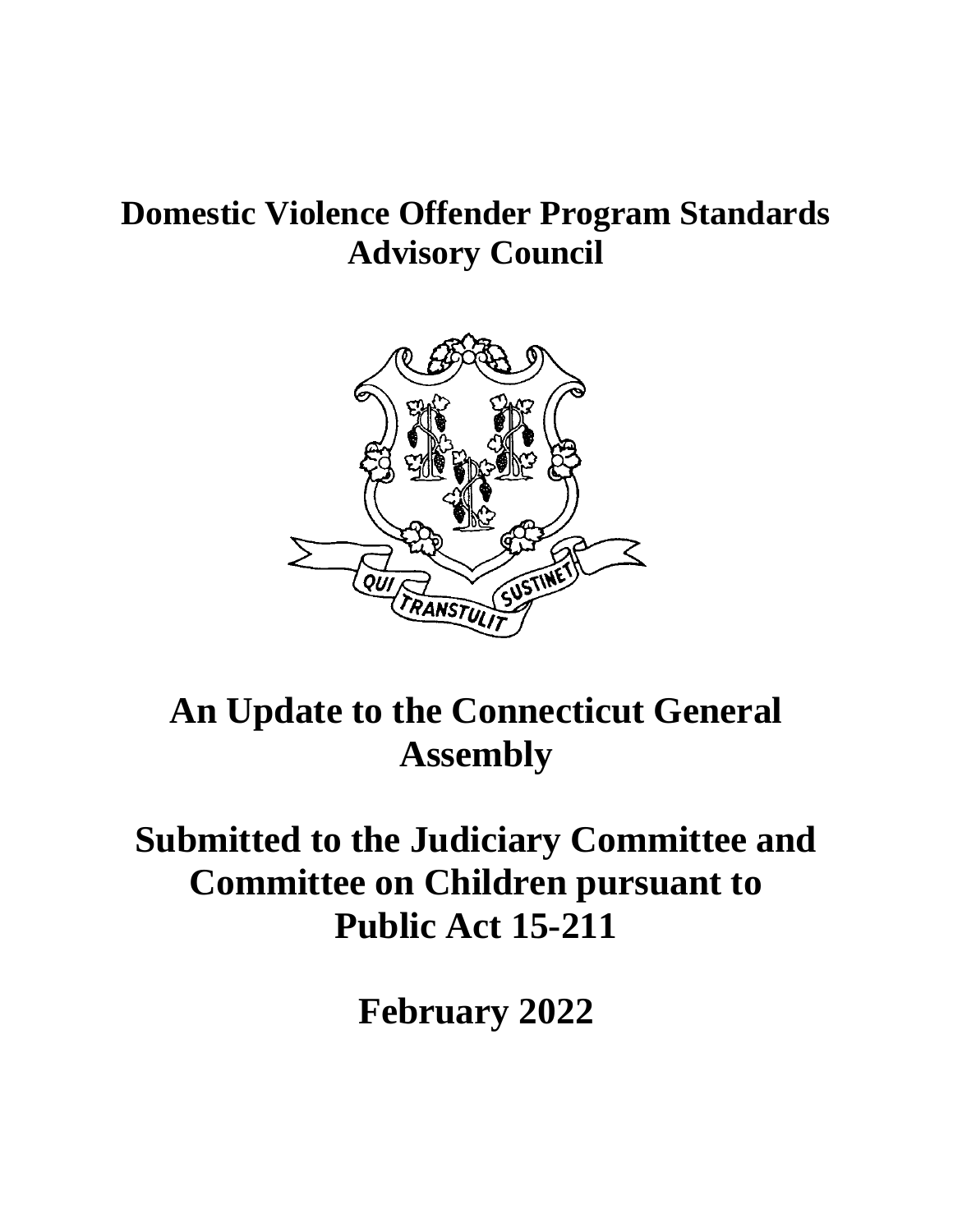# Domestic Violence Offender Program Standards Advisory Council

# An Update to the Connecticut General Assembly

# Submitted to the Judiciary Committee and Committee on Children pursuant to Public Act 15-211

# February 2022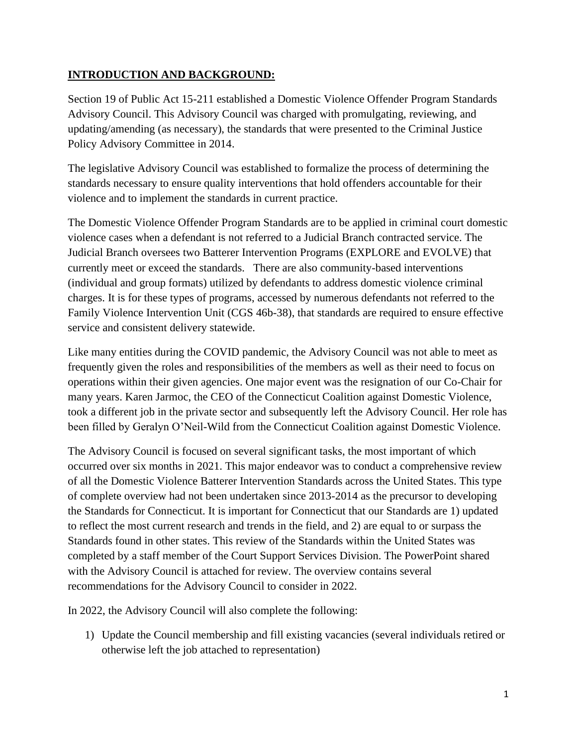## **INTRODUCTION AND BACKGROUND:**

Section 19 of Public Act 15-211 established a Domestic Violence Offender Program Standards Advisory Council. This Advisory Council was charged with promulgating, reviewing, and updating/amending (as necessary), the standards that were presented to the Criminal Justice Policy Advisory Committee in 2014.

The legislative Advisory Council was established to formalize the process of determining the standards necessary to ensure quality interventions that hold offenders accountable for their violence and to implement the standards in current practice.

The Domestic Violence Offender Program Standards are to be applied in criminal court domestic violence cases when a defendant is not referred to a Judicial Branch contracted service. The Judicial Branch oversees two Batterer Intervention Programs (EXPLORE and EVOLVE) that currently meet or exceed the standards. There are also community-based interventions (individual and group formats) utilized by defendants to address domestic violence criminal charges. It is for these types of programs, accessed by numerous defendants not referred to the Family Violence Intervention Unit (CGS 46b-38), that standards are required to ensure effective service and consistent delivery statewide.

Like many entities during the COVID pandemic, the Advisory Council was not able to meet as frequently given the roles and responsibilities of the members as well as their need to focus on operations within their given agencies. One major event was the resignation of our Co-Chair for many years. Karen Jarmoc, the CEO of the Connecticut Coalition against Domestic Violence, took a different job in the private sector and subsequently left the Advisory Council. Her role has been filled by Geralyn O'Neil-Wild from the Connecticut Coalition against Domestic Violence.

The Advisory Council is focused on several significant tasks, the most important of which occurred over six months in 2021. This major endeavor was to conduct a comprehensive review of all the Domestic Violence Batterer Intervention Standards across the United States. This type of complete overview had not been undertaken since 2013-2014 as the precursor to developing the Standards for Connecticut. It is important for Connecticut that our Standards are 1) updated to reflect the most current research and trends in the field, and 2) are equal to or surpass the Standards found in other states. This review of the Standards within the United States was completed by a staff member of the Court Support Services Division. The PowerPoint shared with the Advisory Council is attached for review. The overview contains several recommendations for the Advisory Council to consider in 2022.

In 2022, the Advisory Council will also complete the following:

1) Update the Council membership and fill existing vacancies (several individuals retired or otherwise left the job attached to representation)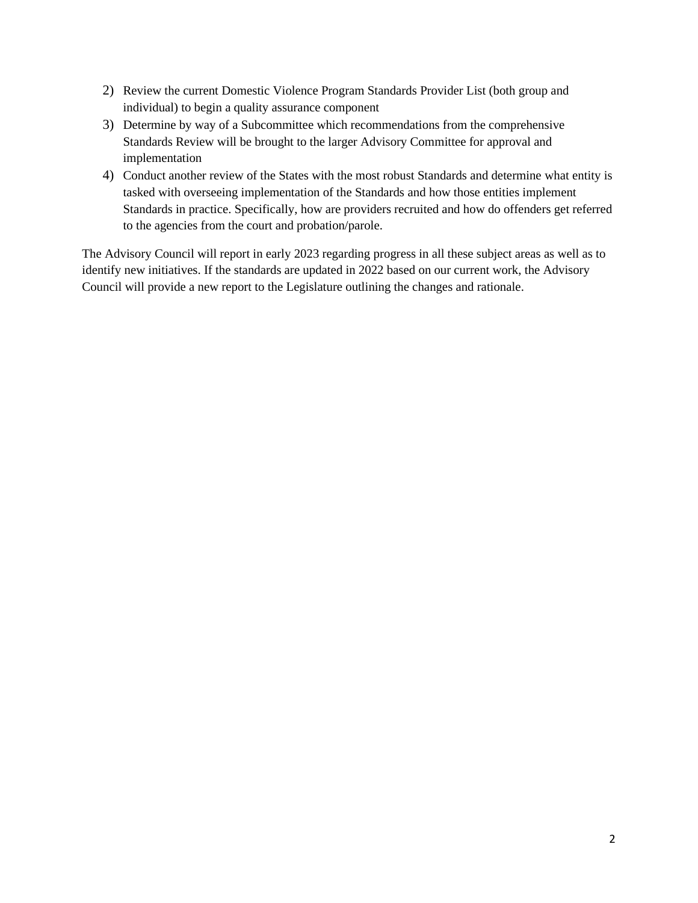2) Review the current Domestic Violence Program Standards Provider List (both group and individual) to begin a quality assurance component
3) Determine by way of a Subcommittee which recommendations from the comprehensive Standards Review will be brought to the larger Advisory Committee for approval and implementation
4) Conduct another review of the States with the most robust Standards and determine what entity is tasked with overseeing implementation of the Standards and how those entities implement Standards in practice. Specifically, how are providers recruited and how do offenders get referred to the agencies from the court and probation/parole.

The Advisory Council will report in early 2023 regarding progress in all these subject areas as well as to identify new initiatives. If the standards are updated in 2022 based on our current work, the Advisory Council will provide a new report to the Legislature outlining the changes and rationale.